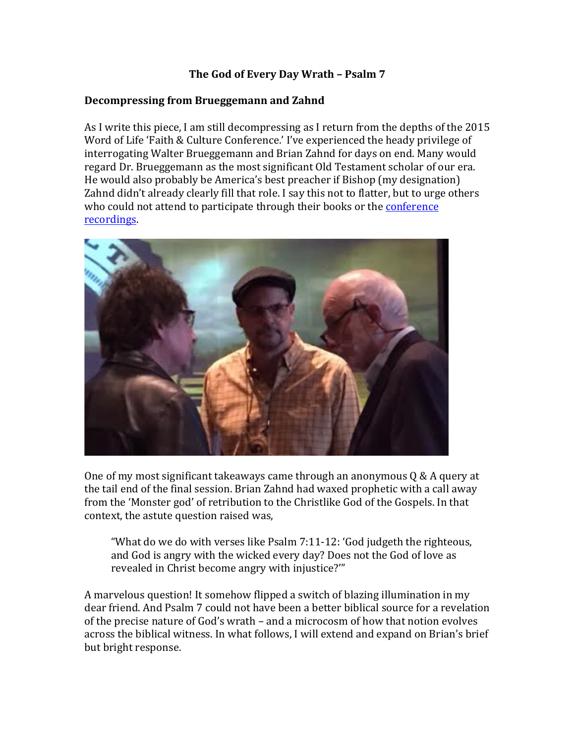# The God of Every Day Wrath – Psalm 7

## Decompressing from Brueggemann and Zahnd

As I write this piece, I am still decompressing as I return from the depths of the 2015 Word of Life 'Faith & Culture Conference.' I've experienced the heady privilege of interrogating Walter Brueggemann and Brian Zahnd for days on end. Many would regard Dr. Brueggemann as the most significant Old Testament scholar of our era. He would also probably be America's best preacher if Bishop (my designation) Zahnd didn't already clearly fill that role. I say this not to flatter, but to urge others who could not attend to participate through their books or the conference recordings.

One of my most significant takeaways came through an anonymous Q & A query at the tail end of the final session. Brian Zahnd had waxed prophetic with a call away from the 'Monster god' of retribution to the Christlike God of the Gospels. In that context, the astute question raised was,

> "What do we do with verses like Psalm 7:11-12: 'God judgeth the righteous, and God is angry with the wicked every day? Does not the God of love as revealed in Christ become angry with injustice?'"

A marvelous question! It somehow flipped a switch of blazing illumination in my dear friend. And Psalm 7 could not have been a better biblical source for a revelation of the precise nature of God's wrath – and a microcosm of how that notion evolves across the biblical witness. In what follows, I will extend and expand on Brian's brief but bright response.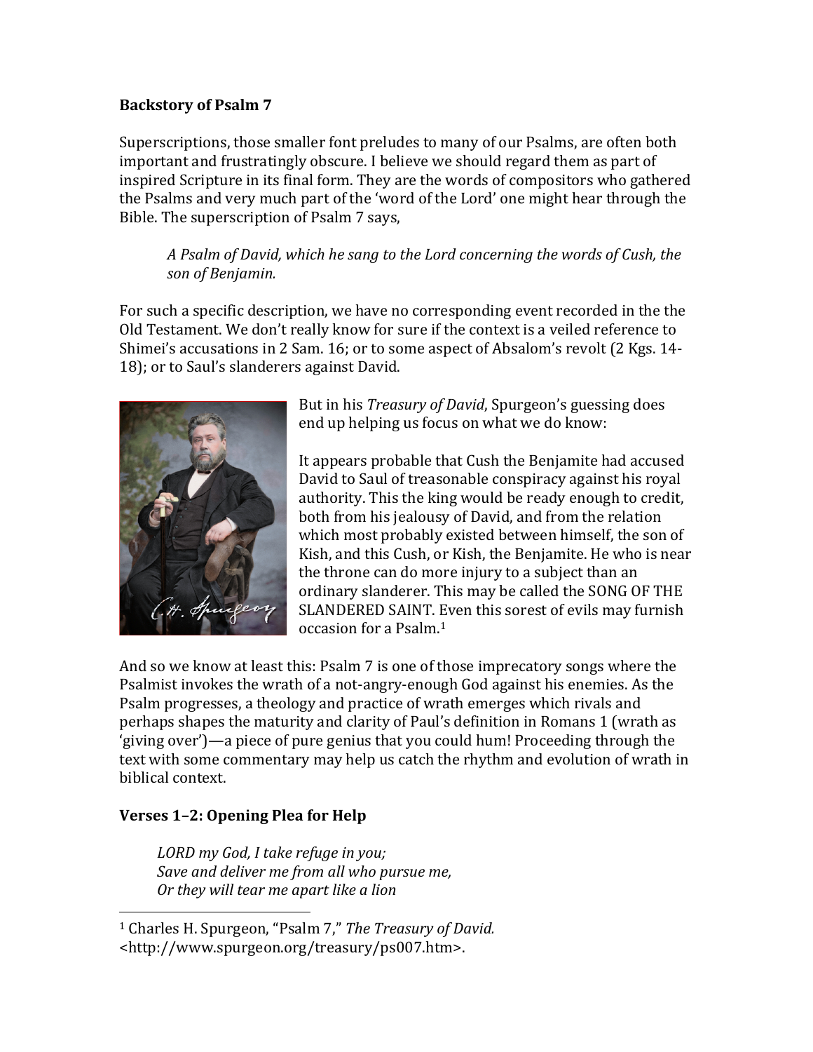**Backstory of Psalm 7**

Superscriptions, those smaller font preludes to many of our Psalms, are often both important and frustratingly obscure. I believe we should regard them as part of inspired Scripture in its final form. They are the words of compositors who gathered the Psalms and very much part of the 'word of the Lord' one might hear through the Bible. The superscription of Psalm 7 says,

> *A Psalm of David, which he sang to the Lord concerning the words of Cush, the son of Benjamin.*

For such a specific description, we have no corresponding event recorded in the the Old Testament. We don't really know for sure if the context is a veiled reference to Shimei's accusations in 2 Sam. 16; or to some aspect of Absalom's revolt (2 Kgs. 14-18); or to Saul's slanderers against David.

But in his *Treasury of David*, Spurgeon's guessing does end up helping us focus on what we do know:

It appears probable that Cush the Benjamite had accused David to Saul of treasonable conspiracy against his royal authority. This the king would be ready enough to credit, both from his jealousy of David, and from the relation which most probably existed between himself, the son of Kish, and this Cush, or Kish, the Benjamite. He who is near the throne can do more injury to a subject than an ordinary slanderer. This may be called the SONG OF THE SLANDERED SAINT. Even this sorest of evils may furnish occasion for a Psalm.[1]

And so we know at least this: Psalm 7 is one of those imprecatory songs where the Psalmist invokes the wrath of a not-angry-enough God against his enemies. As the Psalm progresses, a theology and practice of wrath emerges which rivals and perhaps shapes the maturity and clarity of Paul's definition in Romans 1 (wrath as 'giving over')—a piece of pure genius that you could hum! Proceeding through the text with some commentary may help us catch the rhythm and evolution of wrath in biblical context.

**Verses 1–2: Opening Plea for Help**

> *LORD my God, I take refuge in you;*
> *Save and deliver me from all who pursue me,*
> *Or they will tear me apart like a lion*

[1] Charles H. Spurgeon, "Psalm 7," *The Treasury of David.* <http://www.spurgeon.org/treasury/ps007.htm>.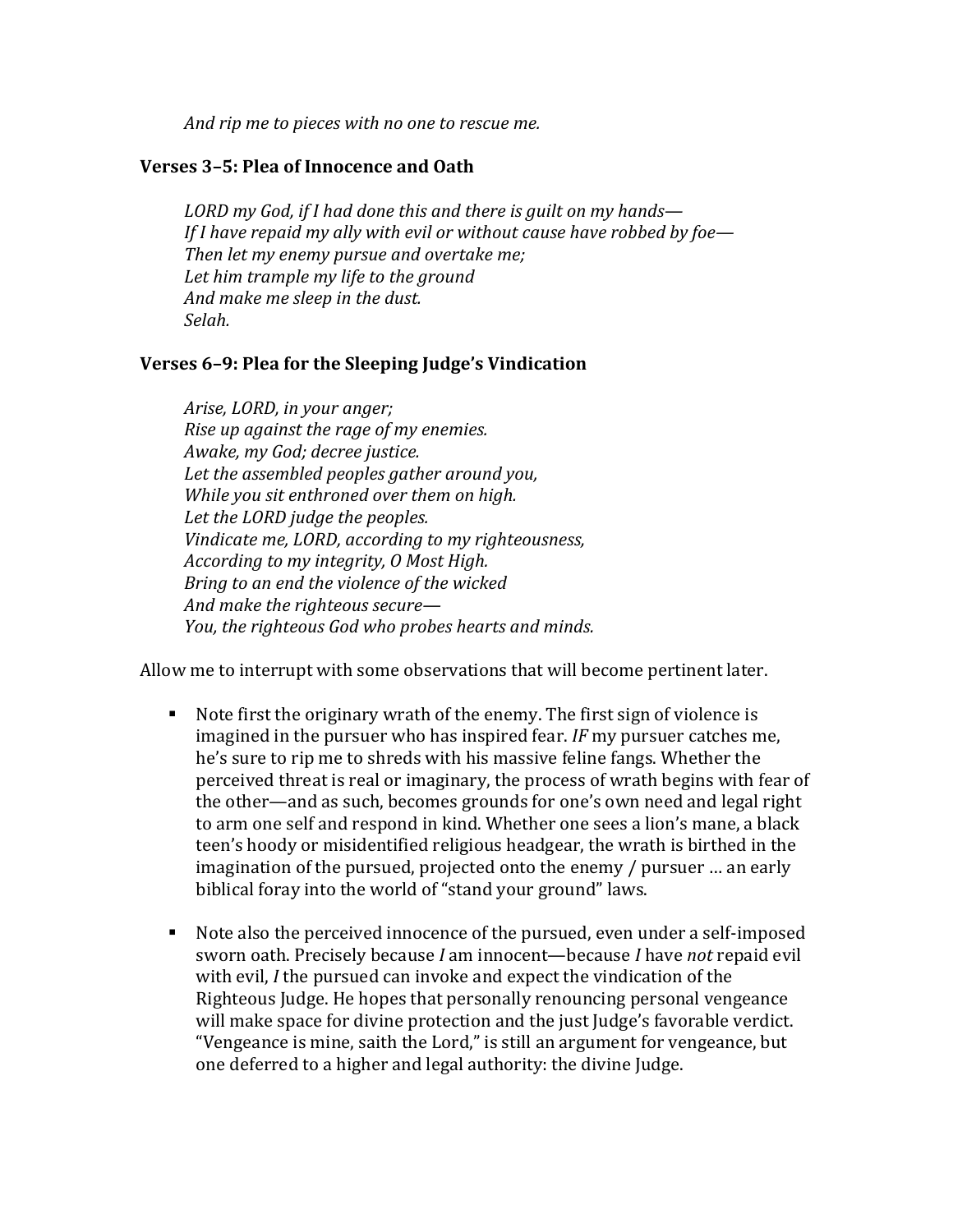*And rip me to pieces with no one to rescue me.*

**Verses 3–5: Plea of Innocence and Oath**

> *LORD my God, if I had done this and there is guilt on my hands—*
> *If I have repaid my ally with evil or without cause have robbed by foe—*
> *Then let my enemy pursue and overtake me;*
> *Let him trample my life to the ground*
> *And make me sleep in the dust.*
> *Selah.*

**Verses 6–9: Plea for the Sleeping Judge's Vindication**

> *Arise, LORD, in your anger;*
> *Rise up against the rage of my enemies.*
> *Awake, my God; decree justice.*
> *Let the assembled peoples gather around you,*
> *While you sit enthroned over them on high.*
> *Let the LORD judge the peoples.*
> *Vindicate me, LORD, according to my righteousness,*
> *According to my integrity, O Most High.*
> *Bring to an end the violence of the wicked*
> *And make the righteous secure—*
> *You, the righteous God who probes hearts and minds.*

Allow me to interrupt with some observations that will become pertinent later.

- Note first the originary wrath of the enemy. The first sign of violence is imagined in the pursuer who has inspired fear. *IF* my pursuer catches me, he's sure to rip me to shreds with his massive feline fangs. Whether the perceived threat is real or imaginary, the process of wrath begins with fear of the other—and as such, becomes grounds for one's own need and legal right to arm one self and respond in kind. Whether one sees a lion's mane, a black teen's hoody or misidentified religious headgear, the wrath is birthed in the imagination of the pursued, projected onto the enemy / pursuer … an early biblical foray into the world of "stand your ground" laws.

- Note also the perceived innocence of the pursued, even under a self-imposed sworn oath. Precisely because *I* am innocent—because *I* have *not* repaid evil with evil, *I* the pursued can invoke and expect the vindication of the Righteous Judge. He hopes that personally renouncing personal vengeance will make space for divine protection and the just Judge's favorable verdict. "Vengeance is mine, saith the Lord," is still an argument for vengeance, but one deferred to a higher and legal authority: the divine Judge.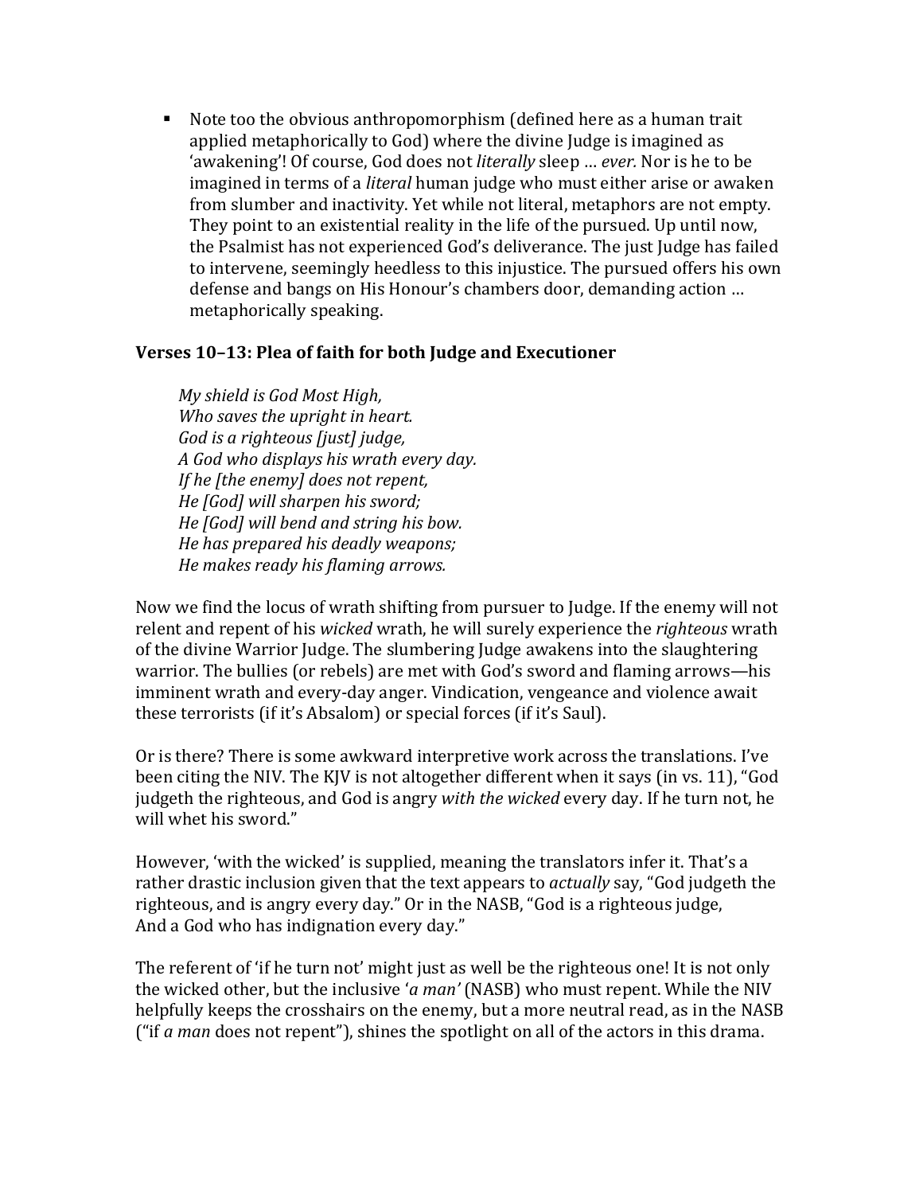- Note too the obvious anthropomorphism (defined here as a human trait applied metaphorically to God) where the divine Judge is imagined as 'awakening'! Of course, God does not *literally* sleep … *ever.* Nor is he to be imagined in terms of a *literal* human judge who must either arise or awaken from slumber and inactivity. Yet while not literal, metaphors are not empty. They point to an existential reality in the life of the pursued. Up until now, the Psalmist has not experienced God's deliverance. The just Judge has failed to intervene, seemingly heedless to this injustice. The pursued offers his own defense and bangs on His Honour's chambers door, demanding action … metaphorically speaking.

### Verses 10–13: Plea of faith for both Judge and Executioner

> *My shield is God Most High,*
> *Who saves the upright in heart.*
> *God is a righteous [just] judge,*
> *A God who displays his wrath every day.*
> *If he [the enemy] does not repent,*
> *He [God] will sharpen his sword;*
> *He [God] will bend and string his bow.*
> *He has prepared his deadly weapons;*
> *He makes ready his flaming arrows.*

Now we find the locus of wrath shifting from pursuer to Judge. If the enemy will not relent and repent of his *wicked* wrath, he will surely experience the *righteous* wrath of the divine Warrior Judge. The slumbering Judge awakens into the slaughtering warrior. The bullies (or rebels) are met with God's sword and flaming arrows—his imminent wrath and every-day anger. Vindication, vengeance and violence await these terrorists (if it's Absalom) or special forces (if it's Saul).

Or is there? There is some awkward interpretive work across the translations. I've been citing the NIV. The KJV is not altogether different when it says (in vs. 11), "God judgeth the righteous, and God is angry *with the wicked* every day. If he turn not, he will whet his sword."

However, 'with the wicked' is supplied, meaning the translators infer it. That's a rather drastic inclusion given that the text appears to *actually* say, "God judgeth the righteous, and is angry every day." Or in the NASB, "God is a righteous judge, And a God who has indignation every day."

The referent of 'if he turn not' might just as well be the righteous one! It is not only the wicked other, but the inclusive '*a man'* (NASB) who must repent. While the NIV helpfully keeps the crosshairs on the enemy, but a more neutral read, as in the NASB ("if *a man* does not repent"), shines the spotlight on all of the actors in this drama.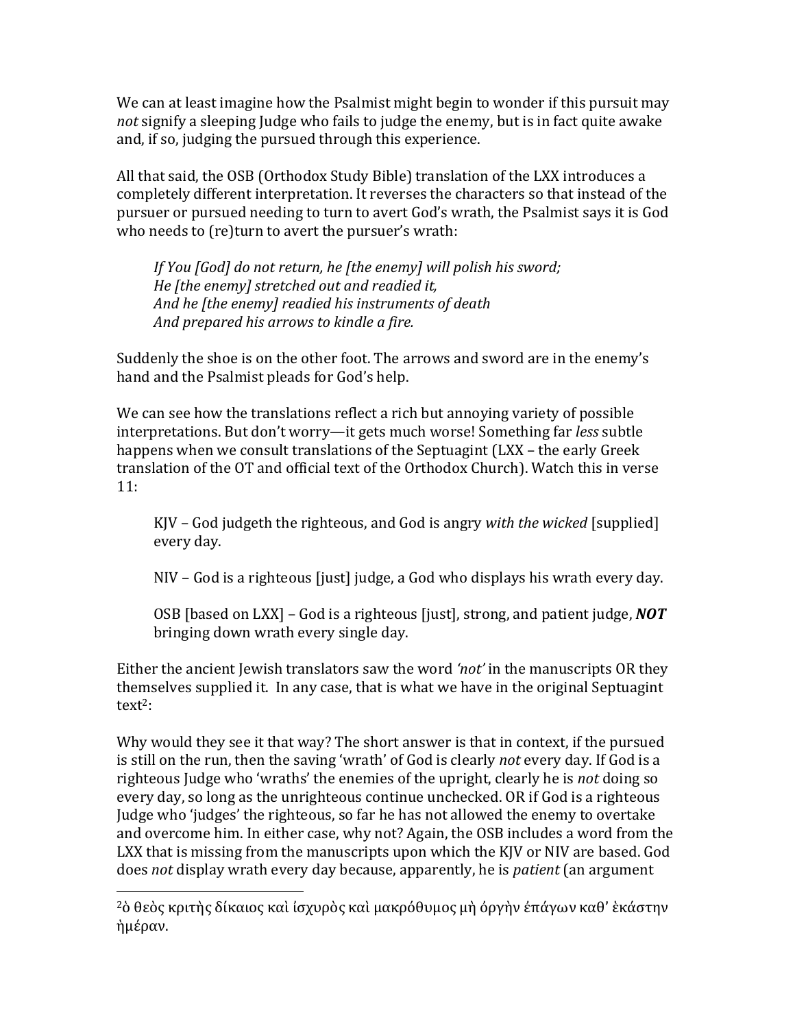We can at least imagine how the Psalmist might begin to wonder if this pursuit may *not* signify a sleeping Judge who fails to judge the enemy, but is in fact quite awake and, if so, judging the pursued through this experience.

All that said, the OSB (Orthodox Study Bible) translation of the LXX introduces a completely different interpretation. It reverses the characters so that instead of the pursuer or pursued needing to turn to avert God's wrath, the Psalmist says it is God who needs to (re)turn to avert the pursuer's wrath:

> *If You [God] do not return, he [the enemy] will polish his sword;*
> *He [the enemy] stretched out and readied it,*
> *And he [the enemy] readied his instruments of death*
> *And prepared his arrows to kindle a fire.*

Suddenly the shoe is on the other foot. The arrows and sword are in the enemy's hand and the Psalmist pleads for God's help.

We can see how the translations reflect a rich but annoying variety of possible interpretations. But don't worry—it gets much worse! Something far *less* subtle happens when we consult translations of the Septuagint (LXX – the early Greek translation of the OT and official text of the Orthodox Church). Watch this in verse 11:

> KJV – God judgeth the righteous, and God is angry *with the wicked* [supplied] every day.
>
> NIV – God is a righteous [just] judge, a God who displays his wrath every day.
>
> OSB [based on LXX] – God is a righteous [just], strong, and patient judge, ***NOT*** bringing down wrath every single day.

Either the ancient Jewish translators saw the word *'not'* in the manuscripts OR they themselves supplied it. In any case, that is what we have in the original Septuagint text[2]:

Why would they see it that way? The short answer is that in context, if the pursued is still on the run, then the saving 'wrath' of God is clearly *not* every day. If God is a righteous Judge who 'wraths' the enemies of the upright, clearly he is *not* doing so every day, so long as the unrighteous continue unchecked. OR if God is a righteous Judge who 'judges' the righteous, so far he has not allowed the enemy to overtake and overcome him. In either case, why not? Again, the OSB includes a word from the LXX that is missing from the manuscripts upon which the KJV or NIV are based. God does *not* display wrath every day because, apparently, he is *patient* (an argument

---

[2] ὁ θεὸς κριτὴς δίκαιος καὶ ἰσχυρὸς καὶ μακρόθυμος μὴ ὀργὴν ἐπάγων καθ' ἑκάστην ἡμέραν.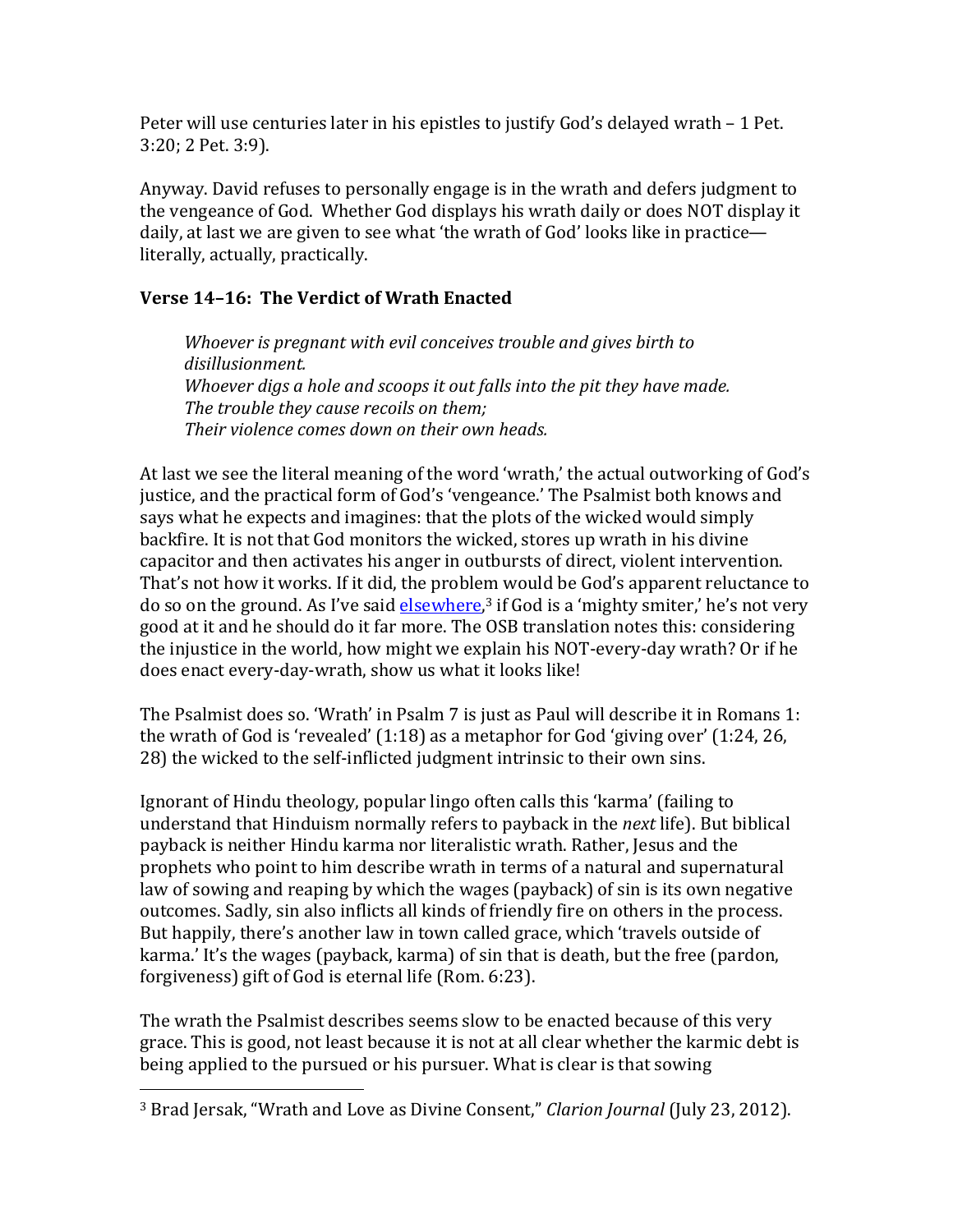Peter will use centuries later in his epistles to justify God's delayed wrath – 1 Pet. 3:20; 2 Pet. 3:9).

Anyway. David refuses to personally engage is in the wrath and defers judgment to the vengeance of God. Whether God displays his wrath daily or does NOT display it daily, at last we are given to see what 'the wrath of God' looks like in practice—literally, actually, practically.

### Verse 14–16: The Verdict of Wrath Enacted

> *Whoever is pregnant with evil conceives trouble and gives birth to disillusionment.*
> *Whoever digs a hole and scoops it out falls into the pit they have made.*
> *The trouble they cause recoils on them;*
> *Their violence comes down on their own heads.*

At last we see the literal meaning of the word 'wrath,' the actual outworking of God's justice, and the practical form of God's 'vengeance.' The Psalmist both knows and says what he expects and imagines: that the plots of the wicked would simply backfire. It is not that God monitors the wicked, stores up wrath in his divine capacitor and then activates his anger in outbursts of direct, violent intervention. That's not how it works. If it did, the problem would be God's apparent reluctance to do so on the ground. As I've said elsewhere,[3] if God is a 'mighty smiter,' he's not very good at it and he should do it far more. The OSB translation notes this: considering the injustice in the world, how might we explain his NOT-every-day wrath? Or if he does enact every-day-wrath, show us what it looks like!

The Psalmist does so. 'Wrath' in Psalm 7 is just as Paul will describe it in Romans 1: the wrath of God is 'revealed' (1:18) as a metaphor for God 'giving over' (1:24, 26, 28) the wicked to the self-inflicted judgment intrinsic to their own sins.

Ignorant of Hindu theology, popular lingo often calls this 'karma' (failing to understand that Hinduism normally refers to payback in the *next* life). But biblical payback is neither Hindu karma nor literalistic wrath. Rather, Jesus and the prophets who point to him describe wrath in terms of a natural and supernatural law of sowing and reaping by which the wages (payback) of sin is its own negative outcomes. Sadly, sin also inflicts all kinds of friendly fire on others in the process. But happily, there's another law in town called grace, which 'travels outside of karma.' It's the wages (payback, karma) of sin that is death, but the free (pardon, forgiveness) gift of God is eternal life (Rom. 6:23).

The wrath the Psalmist describes seems slow to be enacted because of this very grace. This is good, not least because it is not at all clear whether the karmic debt is being applied to the pursued or his pursuer. What is clear is that sowing

---

[3] Brad Jersak, "Wrath and Love as Divine Consent," *Clarion Journal* (July 23, 2012).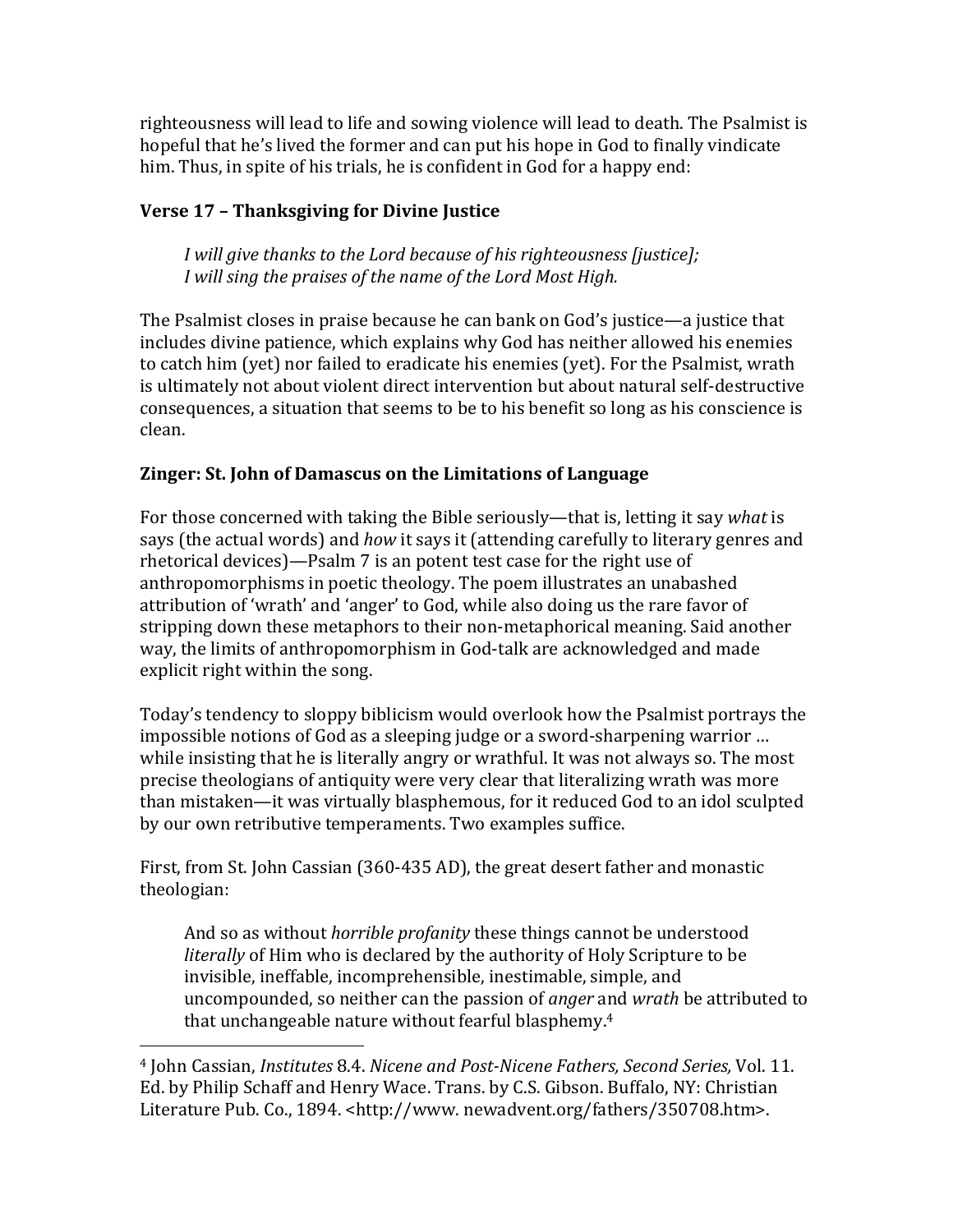righteousness will lead to life and sowing violence will lead to death. The Psalmist is hopeful that he's lived the former and can put his hope in God to finally vindicate him. Thus, in spite of his trials, he is confident in God for a happy end:

### Verse 17 – Thanksgiving for Divine Justice

> *I will give thanks to the Lord because of his righteousness [justice];*
> *I will sing the praises of the name of the Lord Most High.*

The Psalmist closes in praise because he can bank on God's justice—a justice that includes divine patience, which explains why God has neither allowed his enemies to catch him (yet) nor failed to eradicate his enemies (yet). For the Psalmist, wrath is ultimately not about violent direct intervention but about natural self-destructive consequences, a situation that seems to be to his benefit so long as his conscience is clean.

### Zinger: St. John of Damascus on the Limitations of Language

For those concerned with taking the Bible seriously—that is, letting it say *what* is says (the actual words) and *how* it says it (attending carefully to literary genres and rhetorical devices)—Psalm 7 is an potent test case for the right use of anthropomorphisms in poetic theology. The poem illustrates an unabashed attribution of 'wrath' and 'anger' to God, while also doing us the rare favor of stripping down these metaphors to their non-metaphorical meaning. Said another way, the limits of anthropomorphism in God-talk are acknowledged and made explicit right within the song.

Today's tendency to sloppy biblicism would overlook how the Psalmist portrays the impossible notions of God as a sleeping judge or a sword-sharpening warrior … while insisting that he is literally angry or wrathful. It was not always so. The most precise theologians of antiquity were very clear that literalizing wrath was more than mistaken—it was virtually blasphemous, for it reduced God to an idol sculpted by our own retributive temperaments. Two examples suffice.

First, from St. John Cassian (360-435 AD), the great desert father and monastic theologian:

> And so as without *horrible profanity* these things cannot be understood *literally* of Him who is declared by the authority of Holy Scripture to be invisible, ineffable, incomprehensible, inestimable, simple, and uncompounded, so neither can the passion of *anger* and *wrath* be attributed to that unchangeable nature without fearful blasphemy.[4]

---

[4] John Cassian, *Institutes* 8.4. *Nicene and Post-Nicene Fathers, Second Series,* Vol. 11. Ed. by Philip Schaff and Henry Wace. Trans. by C.S. Gibson. Buffalo, NY: Christian Literature Pub. Co., 1894. <http://www. newadvent.org/fathers/350708.htm>.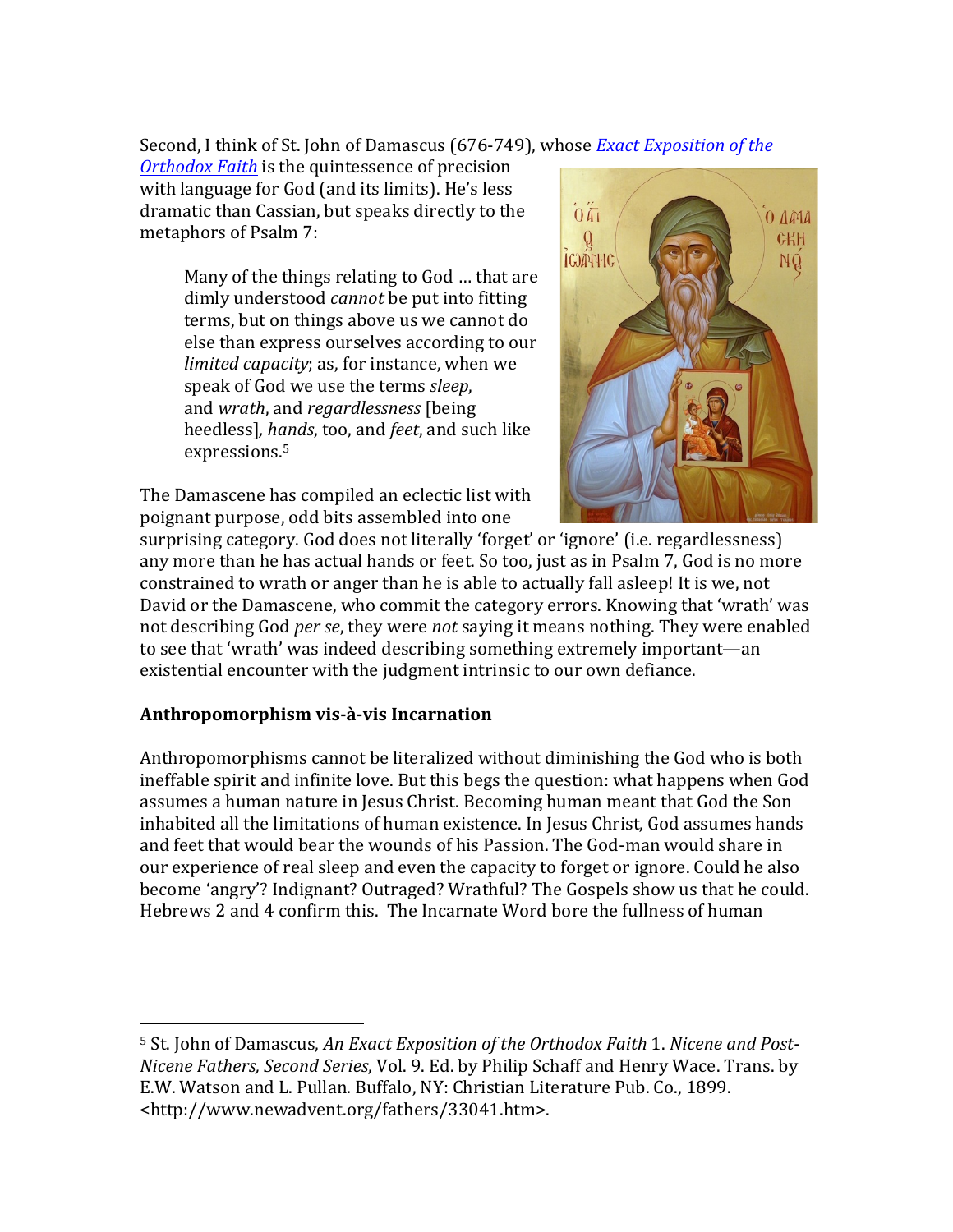Second, I think of St. John of Damascus (676-749), whose [*Exact Exposition of the Orthodox Faith*]() is the quintessence of precision with language for God (and its limits). He's less dramatic than Cassian, but speaks directly to the metaphors of Psalm 7:

> Many of the things relating to God … that are dimly understood *cannot* be put into fitting terms, but on things above us we cannot do else than express ourselves according to our *limited capacity*; as, for instance, when we speak of God we use the terms *sleep*, and *wrath*, and *regardlessness* [being heedless], *hands*, too, and *feet*, and such like expressions.[5]

The Damascene has compiled an eclectic list with poignant purpose, odd bits assembled into one surprising category. God does not literally 'forget' or 'ignore' (i.e. regardlessness) any more than he has actual hands or feet. So too, just as in Psalm 7, God is no more constrained to wrath or anger than he is able to actually fall asleep! It is we, not David or the Damascene, who commit the category errors. Knowing that 'wrath' was not describing God *per se*, they were *not* saying it means nothing. They were enabled to see that 'wrath' was indeed describing something extremely important—an existential encounter with the judgment intrinsic to our own defiance.

### Anthropomorphism vis-à-vis Incarnation

Anthropomorphisms cannot be literalized without diminishing the God who is both ineffable spirit and infinite love. But this begs the question: what happens when God assumes a human nature in Jesus Christ. Becoming human meant that God the Son inhabited all the limitations of human existence. In Jesus Christ, God assumes hands and feet that would bear the wounds of his Passion. The God-man would share in our experience of real sleep and even the capacity to forget or ignore. Could he also become 'angry'? Indignant? Outraged? Wrathful? The Gospels show us that he could. Hebrews 2 and 4 confirm this. The Incarnate Word bore the fullness of human

---

[5] St. John of Damascus, *An Exact Exposition of the Orthodox Faith* 1. *Nicene and Post-Nicene Fathers, Second Series*, Vol. 9. Ed. by Philip Schaff and Henry Wace. Trans. by E.W. Watson and L. Pullan. Buffalo, NY: Christian Literature Pub. Co., 1899. <http://www.newadvent.org/fathers/33041.htm>.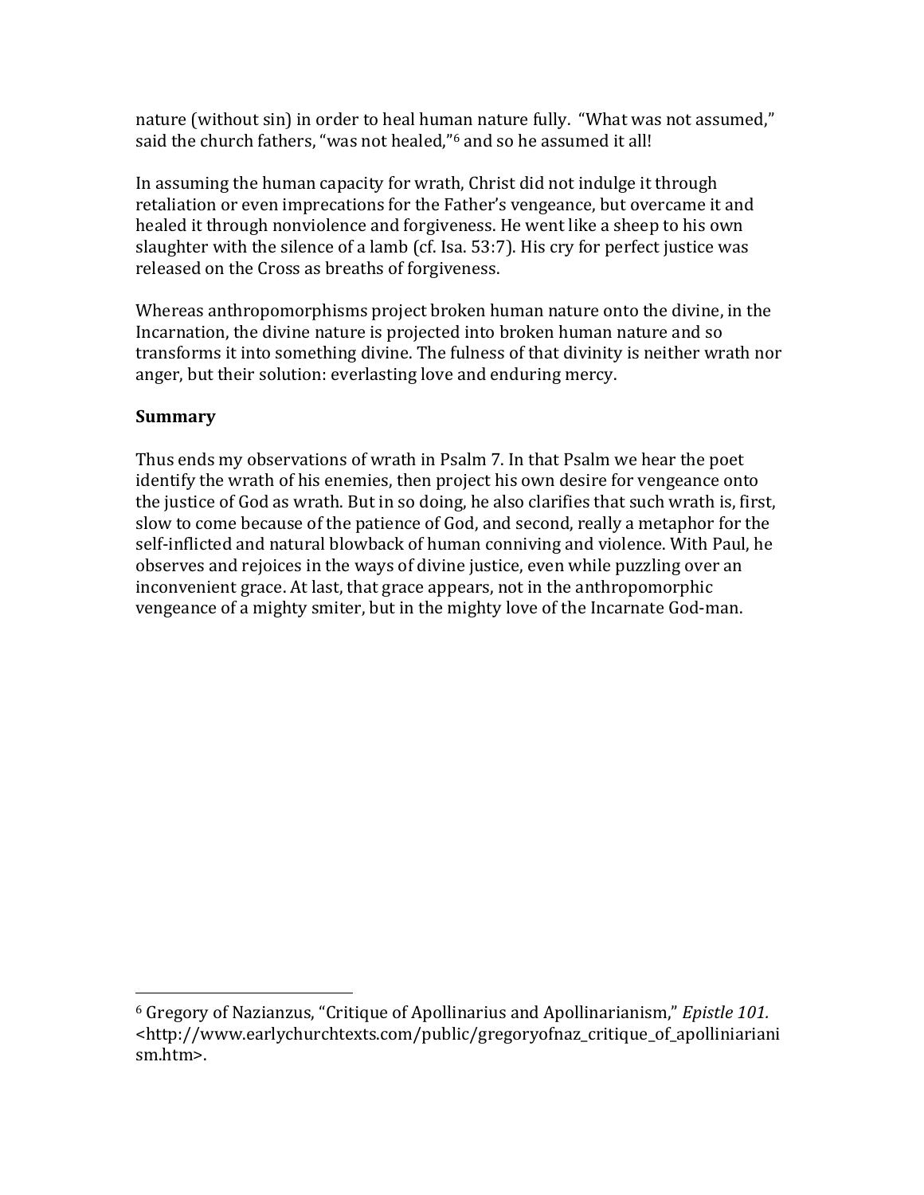nature (without sin) in order to heal human nature fully. "What was not assumed," said the church fathers, "was not healed,"[6] and so he assumed it all!

In assuming the human capacity for wrath, Christ did not indulge it through retaliation or even imprecations for the Father's vengeance, but overcame it and healed it through nonviolence and forgiveness. He went like a sheep to his own slaughter with the silence of a lamb (cf. Isa. 53:7). His cry for perfect justice was released on the Cross as breaths of forgiveness.

Whereas anthropomorphisms project broken human nature onto the divine, in the Incarnation, the divine nature is projected into broken human nature and so transforms it into something divine. The fulness of that divinity is neither wrath nor anger, but their solution: everlasting love and enduring mercy.

**Summary**

Thus ends my observations of wrath in Psalm 7. In that Psalm we hear the poet identify the wrath of his enemies, then project his own desire for vengeance onto the justice of God as wrath. But in so doing, he also clarifies that such wrath is, first, slow to come because of the patience of God, and second, really a metaphor for the self-inflicted and natural blowback of human conniving and violence. With Paul, he observes and rejoices in the ways of divine justice, even while puzzling over an inconvenient grace. At last, that grace appears, not in the anthropomorphic vengeance of a mighty smiter, but in the mighty love of the Incarnate God-man.

---

[6] Gregory of Nazianzus, "Critique of Apollinarius and Apollinarianism," *Epistle 101.* <http://www.earlychurchtexts.com/public/gregoryofnaz_critique_of_apolliniarianism.htm>.